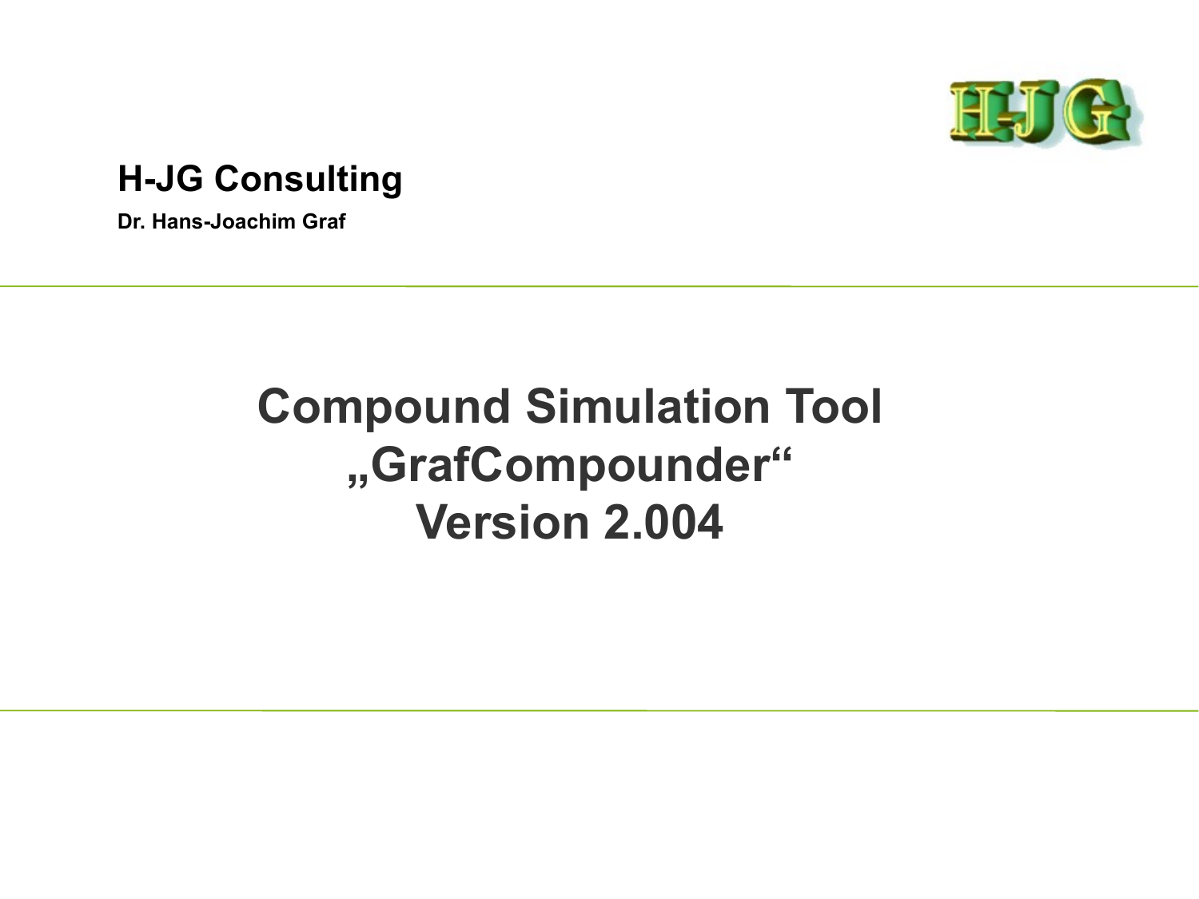**H-JG Consulting**

**Dr. Hans-Joachim Graf**

# Compound Simulation Tool „GrafCompounder" Version 2.004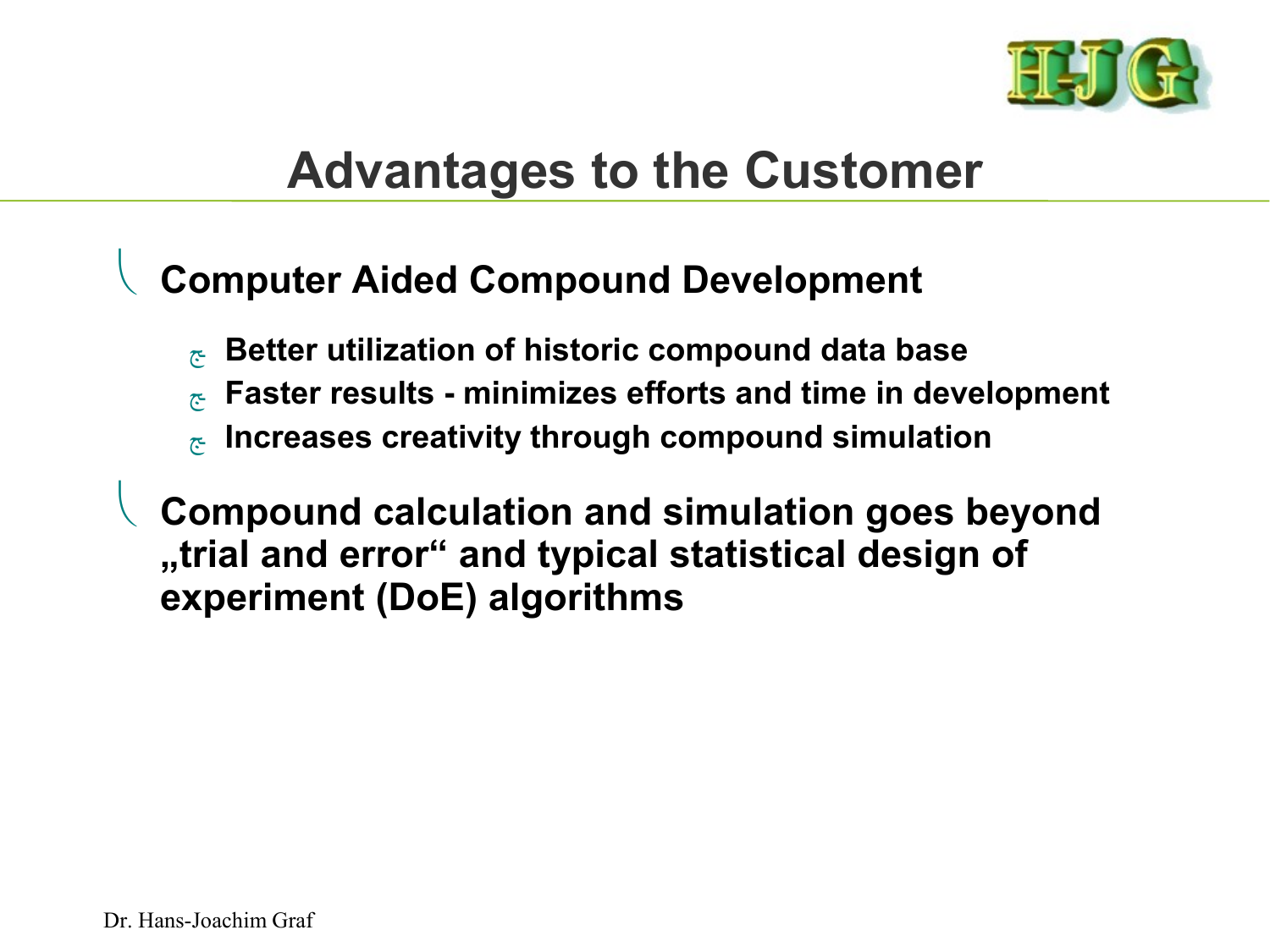# Advantages to the Customer

- **Computer Aided Compound Development**
  - **Better utilization of historic compound data base**
  - **Faster results - minimizes efforts and time in development**
  - **Increases creativity through compound simulation**
- **Compound calculation and simulation goes beyond „trial and error“ and typical statistical design of experiment (DoE) algorithms**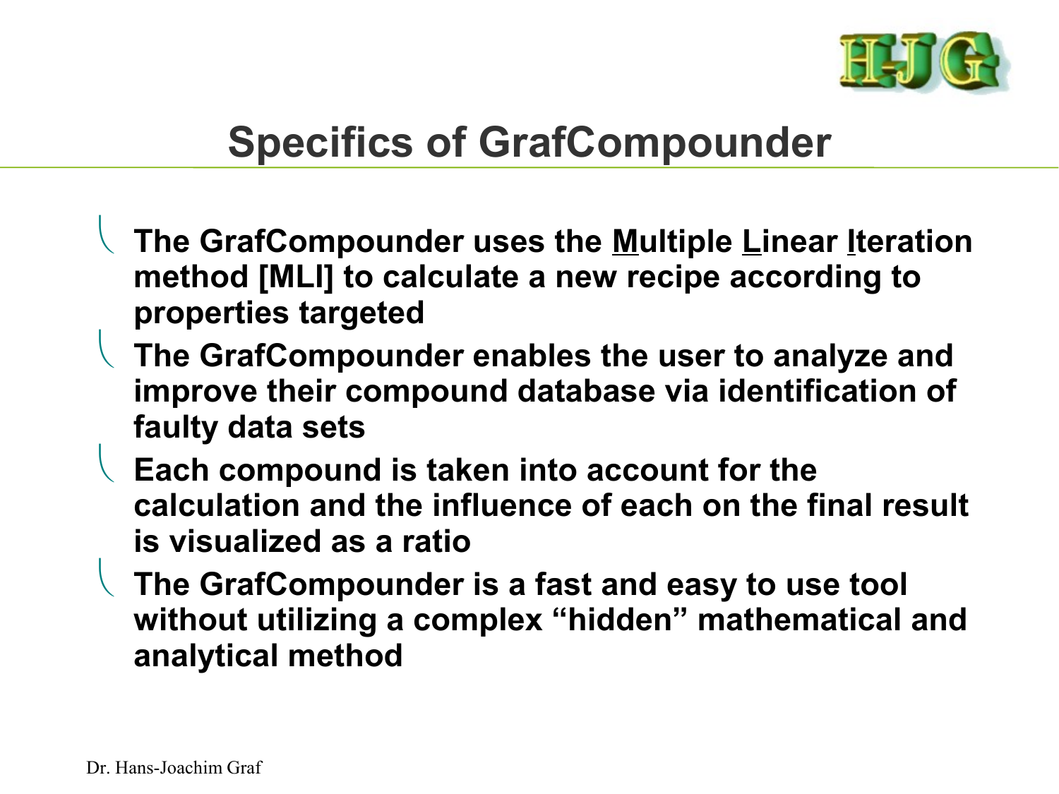# Specifics of GrafCompounder

- The GrafCompounder uses the Multiple Linear Iteration method [MLI] to calculate a new recipe according to properties targeted
- The GrafCompounder enables the user to analyze and improve their compound database via identification of faulty data sets
- Each compound is taken into account for the calculation and the influence of each on the final result is visualized as a ratio
- The GrafCompounder is a fast and easy to use tool without utilizing a complex “hidden” mathematical and analytical method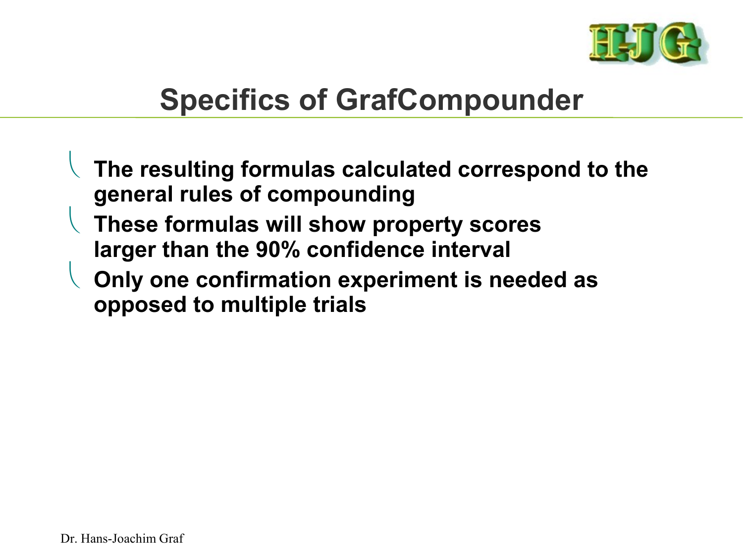# Specifics of GrafCompounder

- **The resulting formulas calculated correspond to the general rules of compounding**
- **These formulas will show property scores larger than the 90% confidence interval**
- **Only one confirmation experiment is needed as opposed to multiple trials**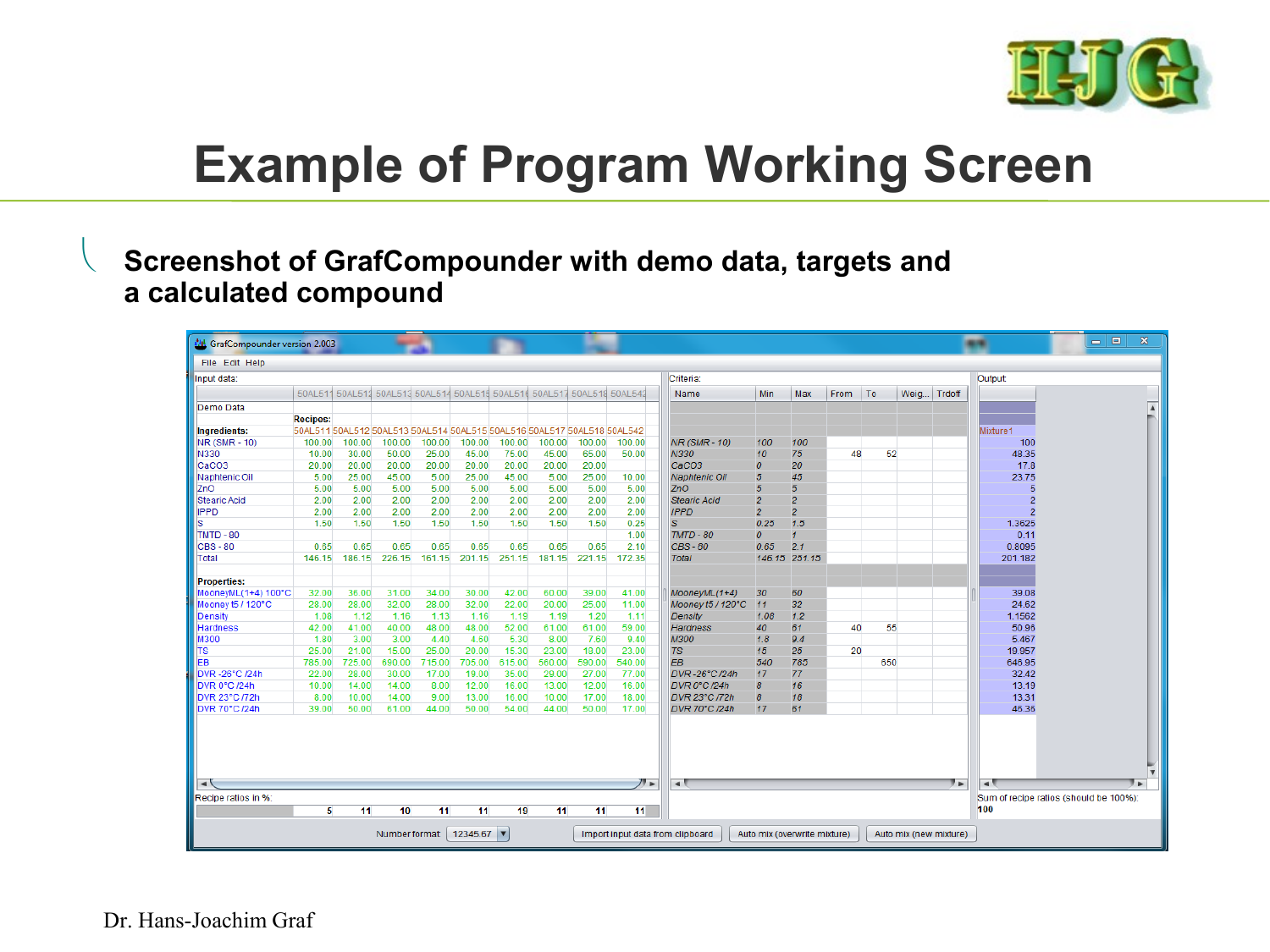# Example of Program Working Screen

- **Screenshot of GrafCompounder with demo data, targets and a calculated compound**

GrafCompounder version 2.003

File Edit Help

Input data:

| Demo Data | 50AL511 | 50AL512 | 50AL513 | 50AL514 | 50AL515 | 50AL516 | 50AL517 | 50AL518 | 50AL542 |
|---|---|---|---|---|---|---|---|---|---|
| | **Recipes:** | | | | | | | | |
| **Ingredients:** | 50AL511 | 50AL512 | 50AL513 | 50AL514 | 50AL515 | 50AL516 | 50AL517 | 50AL518 | 50AL542 |
| NR (SMR - 10) | 100.00 | 100.00 | 100.00 | 100.00 | 100.00 | 100.00 | 100.00 | 100.00 | 100.00 |
| N330 | 10.00 | 30.00 | 50.00 | 25.00 | 45.00 | 75.00 | 45.00 | 65.00 | 50.00 |
| CaCO3 | 20.00 | 20.00 | 20.00 | 20.00 | 20.00 | 20.00 | 20.00 | 20.00 | |
| Naphtenic Oil | 5.00 | 25.00 | 45.00 | 5.00 | 25.00 | 45.00 | 5.00 | 25.00 | 10.00 |
| ZnO | 5.00 | 5.00 | 5.00 | 5.00 | 5.00 | 5.00 | 5.00 | 5.00 | 5.00 |
| Stearic Acid | 2.00 | 2.00 | 2.00 | 2.00 | 2.00 | 2.00 | 2.00 | 2.00 | 2.00 |
| IPPD | 2.00 | 2.00 | 2.00 | 2.00 | 2.00 | 2.00 | 2.00 | 2.00 | 2.00 |
| S | 1.50 | 1.50 | 1.50 | 1.50 | 1.50 | 1.50 | 1.50 | 1.50 | 0.25 |
| TMTD - 80 | | | | | | | | | 1.00 |
| CBS - 80 | 0.65 | 0.65 | 0.65 | 0.65 | 0.65 | 0.65 | 0.65 | 0.65 | 2.10 |
| Total | 146.15 | 186.15 | 226.15 | 161.15 | 201.15 | 251.15 | 181.15 | 221.15 | 172.35 |
| **Properties:** | | | | | | | | | |
| MooneyML(1+4) 100°C | 32.00 | 36.00 | 31.00 | 34.00 | 30.00 | 42.00 | 60.00 | 39.00 | 41.00 |
| Mooney t5 / 120°C | 28.00 | 28.00 | 32.00 | 28.00 | 32.00 | 22.00 | 20.00 | 25.00 | 11.00 |
| Density | 1.08 | 1.12 | 1.16 | 1.13 | 1.16 | 1.19 | 1.19 | 1.20 | 1.11 |
| Hardness | 42.00 | 41.00 | 40.00 | 48.00 | 48.00 | 52.00 | 61.00 | 61.00 | 59.00 |
| M300 | 1.80 | 3.00 | 3.00 | 4.40 | 4.60 | 5.30 | 8.00 | 7.80 | 9.40 |
| TS | 25.00 | 21.00 | 15.00 | 25.00 | 20.00 | 15.30 | 23.00 | 19.00 | 23.00 |
| EB | 785.00 | 725.00 | 690.00 | 715.00 | 705.00 | 615.00 | 560.00 | 590.00 | 540.00 |
| DVR -26°C /24h | 22.00 | 28.00 | 30.00 | 17.00 | 19.00 | 35.00 | 29.00 | 27.00 | 77.00 |
| DVR 0°C /24h | 10.00 | 14.00 | 14.00 | 8.00 | 12.00 | 16.00 | 13.00 | 12.00 | 16.00 |
| DVR 23°C /72h | 8.00 | 10.00 | 14.00 | 9.00 | 13.00 | 16.00 | 10.00 | 17.00 | 18.00 |
| DVR 70°C /24h | 39.00 | 50.00 | 61.00 | 44.00 | 50.00 | 54.00 | 44.00 | 50.00 | 17.00 |
| Recipe ratios in %: | 5 | 11 | 10 | 11 | 11 | 19 | 11 | 11 | 11 |

Criteria:

| Name | Min | Max | From | To | Weig... | Trdoff |
|---|---|---|---|---|---|---|
| NR (SMR - 10) | 100 | 100 | | | | |
| N330 | 10 | 75 | 48 | 52 | | |
| CaCO3 | 0 | 20 | | | | |
| Naphtenic Oil | 5 | 45 | | | | |
| ZnO | 5 | 5 | | | | |
| Stearic Acid | 2 | 2 | | | | |
| IPPD | 2 | 2 | | | | |
| S | 0.25 | 1.5 | | | | |
| TMTD - 80 | 0 | 1 | | | | |
| CBS - 80 | 0.65 | 2.1 | | | | |
| Total | 146.15 | 251.15 | | | | |
| MooneyML(1+4) | 30 | 60 | | | | |
| Mooney t5 / 120°C | 11 | 32 | | | | |
| Density | 1.08 | 1.2 | | | | |
| Hardness | 40 | 61 | 40 | 55 | | |
| M300 | 1.8 | 9.4 | | | | |
| TS | 15 | 25 | 20 | | | |
| EB | 540 | 785 | | 650 | | |
| DVR -26°C /24h | 17 | 77 | | | | |
| DVR 0°C /24h | 8 | 16 | | | | |
| DVR 23°C /72h | 8 | 18 | | | | |
| DVR 70°C /24h | 17 | 61 | | | | |

Output:

| Mixture1 |
|---|
| 100 |
| 48.35 |
| 17.8 |
| 23.75 |
| 5 |
| 2 |
| 2 |
| 1.3625 |
| 0.11 |
| 0.8095 |
| 201.182 |
| |
| 39.08 |
| 24.62 |
| 1.1562 |
| 50.96 |
| 5.467 |
| 19.957 |
| 646.95 |
| 32.42 |
| 13.19 |
| 13.31 |
| 45.36 |

Sum of recipe ratios (should be 100%): 100

Number format: 12345.67 | Import input data from clipboard | Auto mix (overwrite mixture) | Auto mix (new mixture)

Dr. Hans-Joachim Graf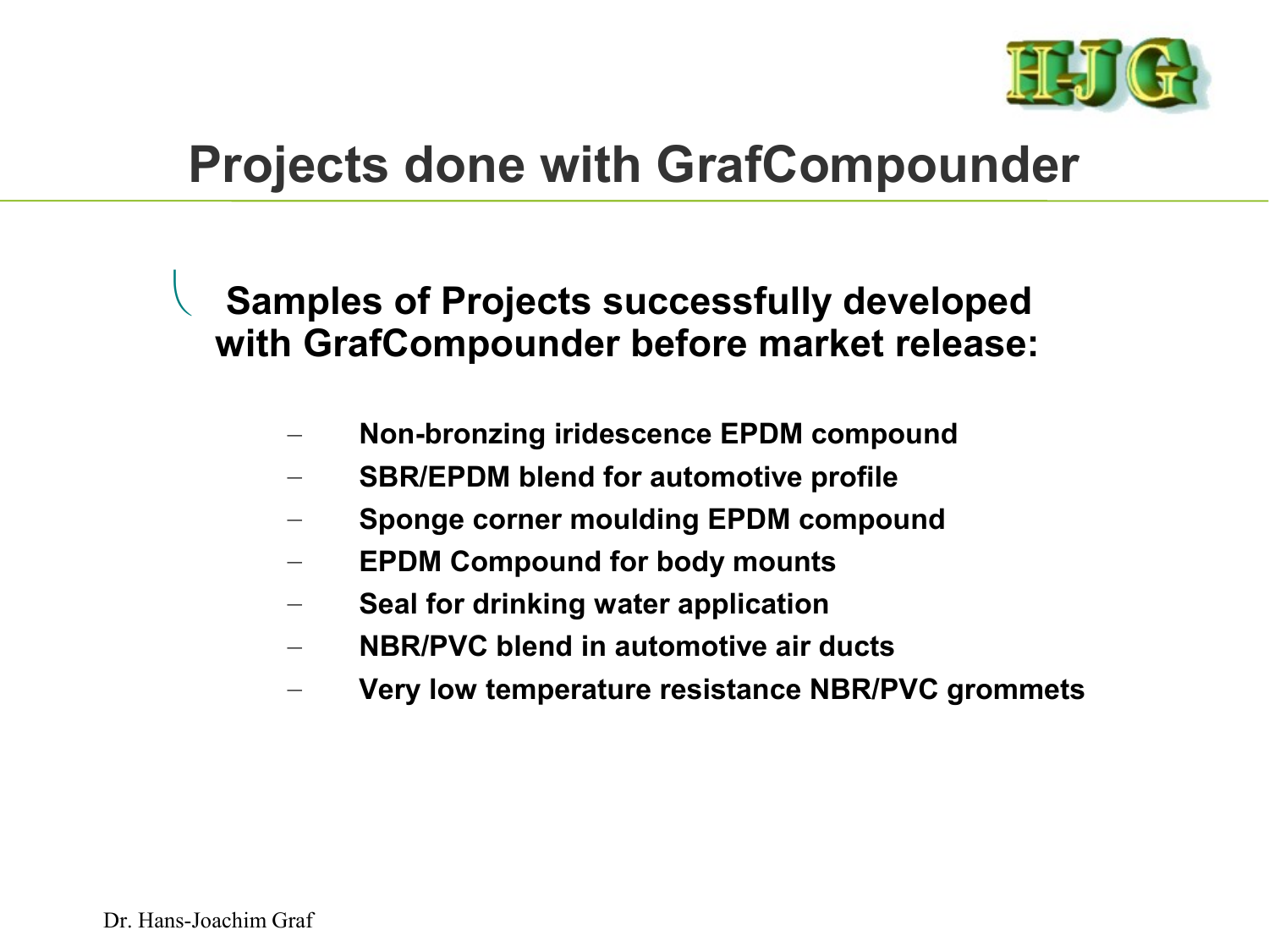# Projects done with GrafCompounder

**Samples of Projects successfully developed with GrafCompounder before market release:**

- **Non-bronzing iridescence EPDM compound**
- **SBR/EPDM blend for automotive profile**
- **Sponge corner moulding EPDM compound**
- **EPDM Compound for body mounts**
- **Seal for drinking water application**
- **NBR/PVC blend in automotive air ducts**
- **Very low temperature resistance NBR/PVC grommets**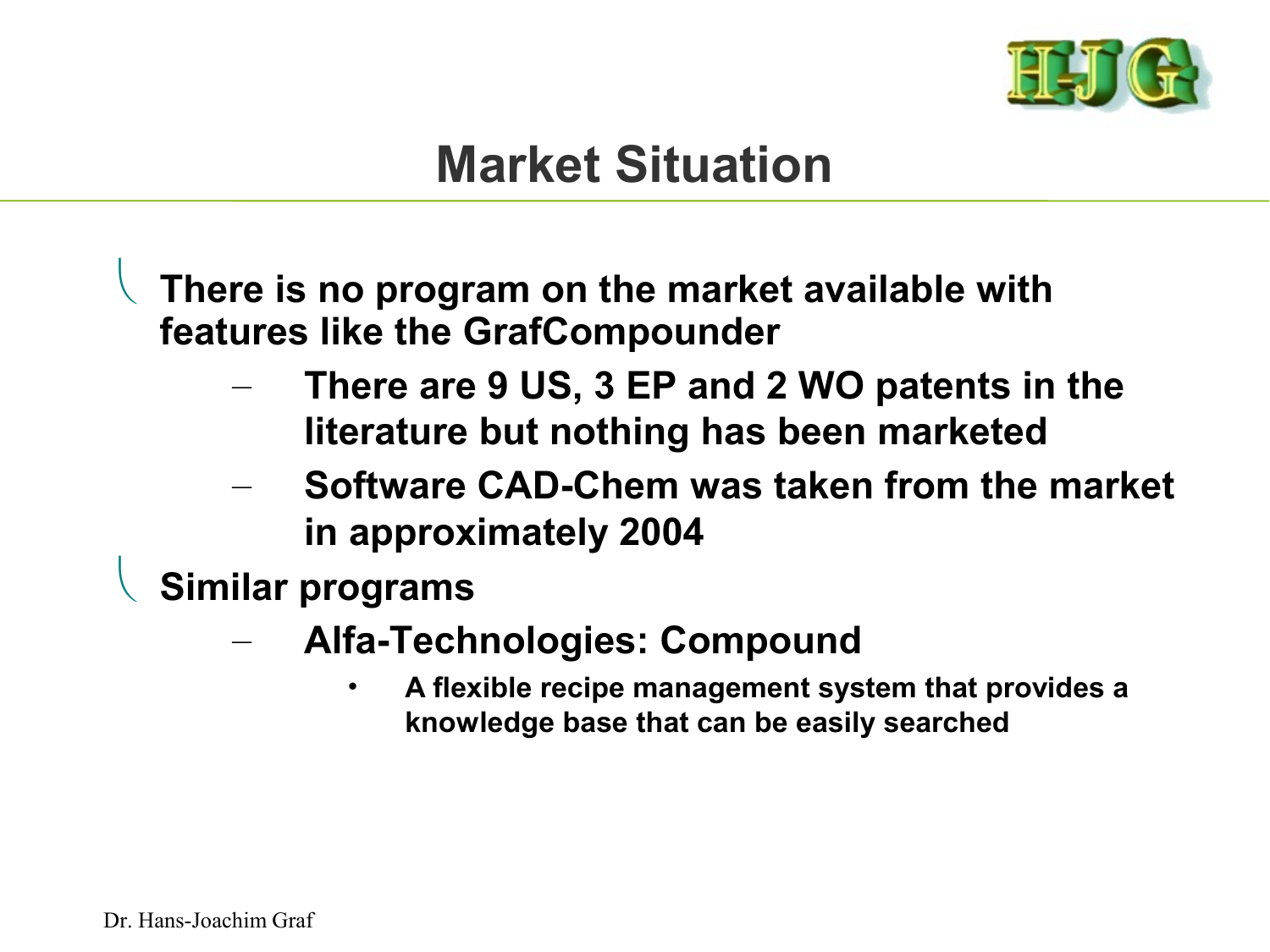# Market Situation

- There is no program on the market available with features like the GrafCompounder
  - There are 9 US, 3 EP and 2 WO patents in the literature but nothing has been marketed
  - Software CAD-Chem was taken from the market in approximately 2004
- Similar programs
  - Alfa-Technologies: Compound
    - A flexible recipe management system that provides a knowledge base that can be easily searched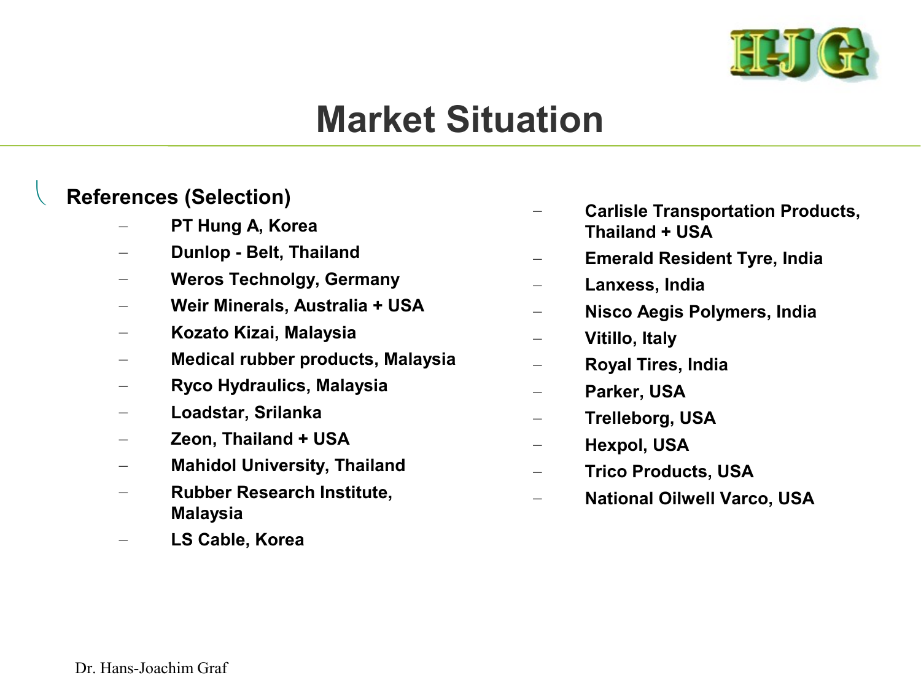# Market Situation

- **References (Selection)**
  - **PT Hung A, Korea**
  - **Dunlop - Belt, Thailand**
  - **Weros Technolgy, Germany**
  - **Weir Minerals, Australia + USA**
  - **Kozato Kizai, Malaysia**
  - **Medical rubber products, Malaysia**
  - **Ryco Hydraulics, Malaysia**
  - **Loadstar, Srilanka**
  - **Zeon, Thailand + USA**
  - **Mahidol University, Thailand**
  - **Rubber Research Institute, Malaysia**
  - **LS Cable, Korea**
  - **Carlisle Transportation Products, Thailand + USA**
  - **Emerald Resident Tyre, India**
  - **Lanxess, India**
  - **Nisco Aegis Polymers, India**
  - **Vitillo, Italy**
  - **Royal Tires, India**
  - **Parker, USA**
  - **Trelleborg, USA**
  - **Hexpol, USA**
  - **Trico Products, USA**
  - **National Oilwell Varco, USA**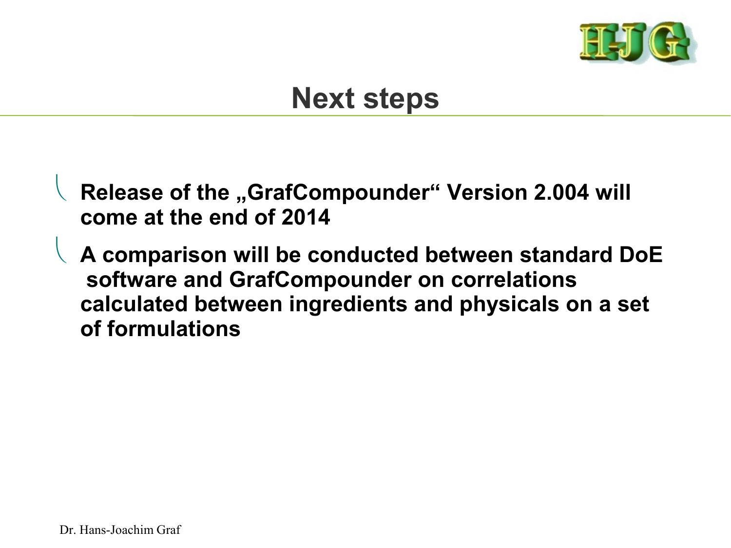# Next steps

- Release of the „GrafCompounder“ Version 2.004 will come at the end of 2014
- A comparison will be conducted between standard DoE software and GrafCompounder on correlations calculated between ingredients and physicals on a set of formulations